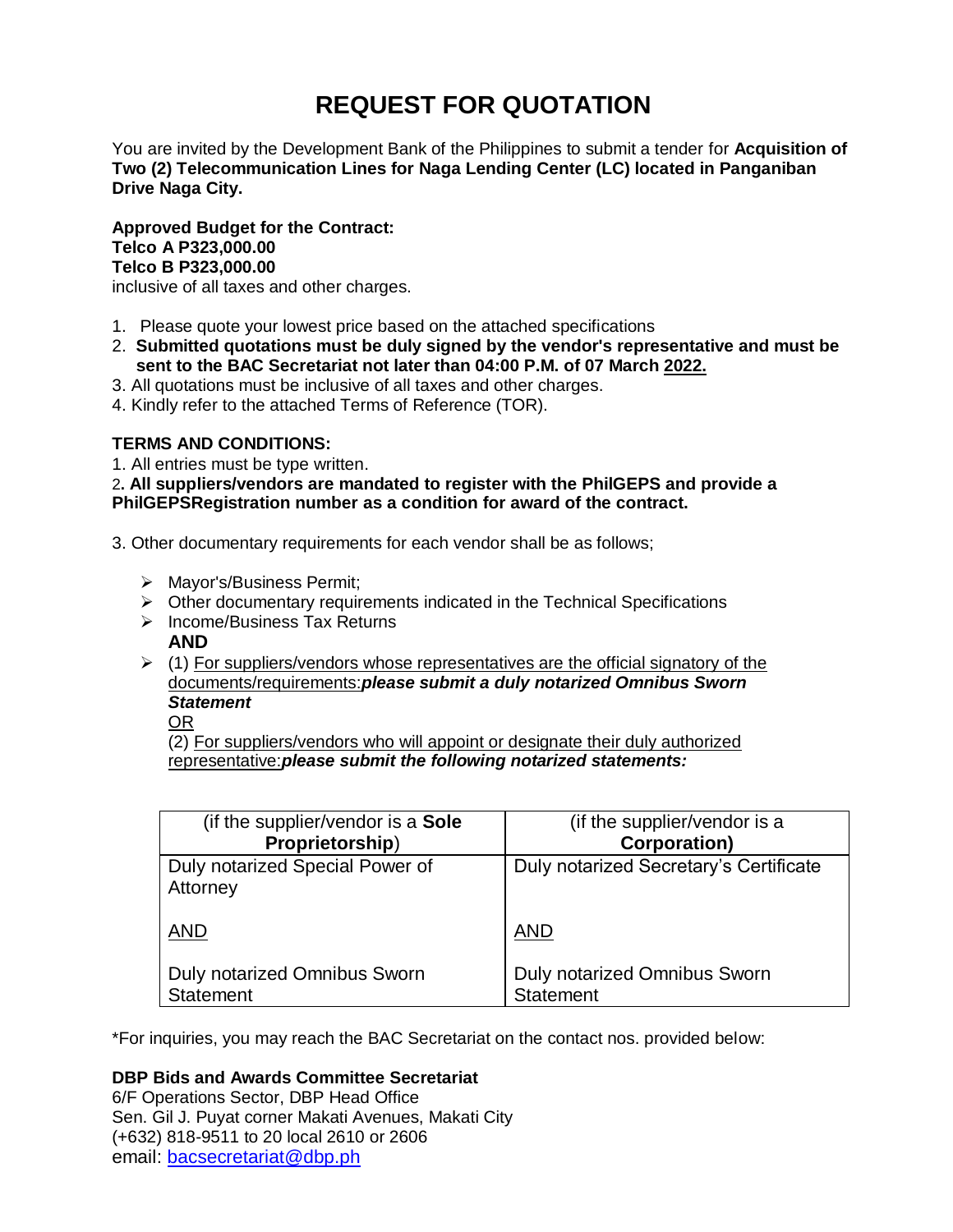# REQUEST FOR QUOTATION

You are invited by the Development Bank of the Philippines to submit a tender for **Acquisition of Two (2) Telecommunication Lines for Naga Lending Center (LC) located in Panganiban Drive Naga City.**

**Approved Budget for the Contract:**
**Telco A P323,000.00**
**Telco B P323,000.00**
inclusive of all taxes and other charges.

1. Please quote your lowest price based on the attached specifications
2. **Submitted quotations must be duly signed by the vendor's representative and must be sent to the BAC Secretariat not later than 04:00 P.M. of 07 March 2022.**
3. All quotations must be inclusive of all taxes and other charges.
4. Kindly refer to the attached Terms of Reference (TOR).

**TERMS AND CONDITIONS:**

1. All entries must be type written.
2. **All suppliers/vendors are mandated to register with the PhilGEPS and provide a PhilGEPSRegistration number as a condition for award of the contract.**
3. Other documentary requirements for each vendor shall be as follows;
   - Mayor's/Business Permit;
   - Other documentary requirements indicated in the Technical Specifications
   - Income/Business Tax Returns

     **AND**
   - (1) For suppliers/vendors whose representatives are the official signatory of the documents/requirements:***please submit a duly notarized Omnibus Sworn Statement***

     OR

     (2) For suppliers/vendors who will appoint or designate their duly authorized representative:***please submit the following notarized statements:***

| (if the supplier/vendor is a **Sole Proprietorship**) | (if the supplier/vendor is a **Corporation)** |
|---|---|
| Duly notarized Special Power of Attorney<br><br>AND<br><br>Duly notarized Omnibus Sworn Statement | Duly notarized Secretary's Certificate<br><br>AND<br><br>Duly notarized Omnibus Sworn Statement |

*For inquiries, you may reach the BAC Secretariat on the contact nos. provided below:

**DBP Bids and Awards Committee Secretariat**
6/F Operations Sector, DBP Head Office
Sen. Gil J. Puyat corner Makati Avenues, Makati City
(+632) 818-9511 to 20 local 2610 or 2606
email: bacsecretariat@dbp.ph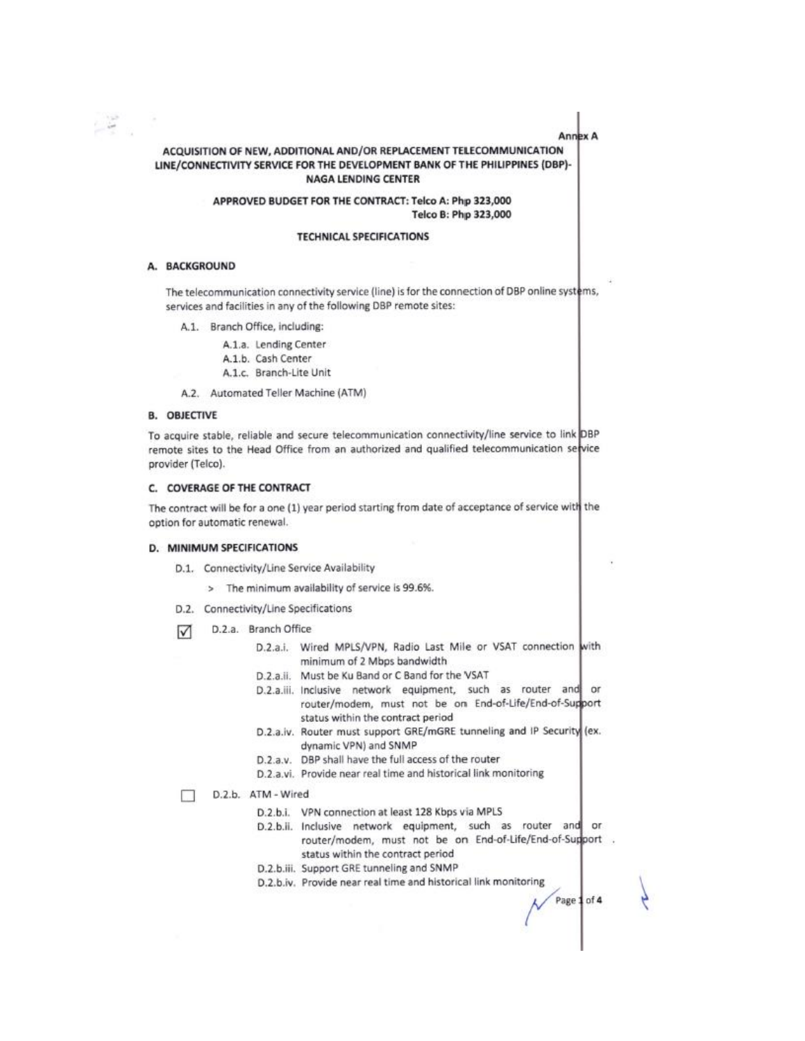Annex A

# ACQUISITION OF NEW, ADDITIONAL AND/OR REPLACEMENT TELECOMMUNICATION LINE/CONNECTIVITY SERVICE FOR THE DEVELOPMENT BANK OF THE PHILIPPINES (DBP)-NAGA LENDING CENTER

**APPROVED BUDGET FOR THE CONTRACT: Telco A: Php 323,000**
**Telco B: Php 323,000**

## TECHNICAL SPECIFICATIONS

### A. BACKGROUND

The telecommunication connectivity service (line) is for the connection of DBP online systems, services and facilities in any of the following DBP remote sites:

- A.1. Branch Office, including:
  - A.1.a. Lending Center
  - A.1.b. Cash Center
  - A.1.c. Branch-Lite Unit
- A.2. Automated Teller Machine (ATM)

### B. OBJECTIVE

To acquire stable, reliable and secure telecommunication connectivity/line service to link DBP remote sites to the Head Office from an authorized and qualified telecommunication service provider (Telco).

### C. COVERAGE OF THE CONTRACT

The contract will be for a one (1) year period starting from date of acceptance of service with the option for automatic renewal.

### D. MINIMUM SPECIFICATIONS

- D.1. Connectivity/Line Service Availability
  - > The minimum availability of service is 99.6%.
- D.2. Connectivity/Line Specifications

☑ D.2.a. Branch Office

- D.2.a.i. Wired MPLS/VPN, Radio Last Mile or VSAT connection with minimum of 2 Mbps bandwidth
- D.2.a.ii. Must be Ku Band or C Band for the VSAT
- D.2.a.iii. Inclusive network equipment, such as router and or router/modem, must not be on End-of-Life/End-of-Support status within the contract period
- D.2.a.iv. Router must support GRE/mGRE tunneling and IP Security (ex. dynamic VPN) and SNMP
- D.2.a.v. DBP shall have the full access of the router
- D.2.a.vi. Provide near real time and historical link monitoring

☐ D.2.b. ATM - Wired

- D.2.b.i. VPN connection at least 128 Kbps via MPLS
- D.2.b.ii. Inclusive network equipment, such as router and or router/modem, must not be on End-of-Life/End-of-Support status within the contract period
- D.2.b.iii. Support GRE tunneling and SNMP
- D.2.b.iv. Provide near real time and historical link monitoring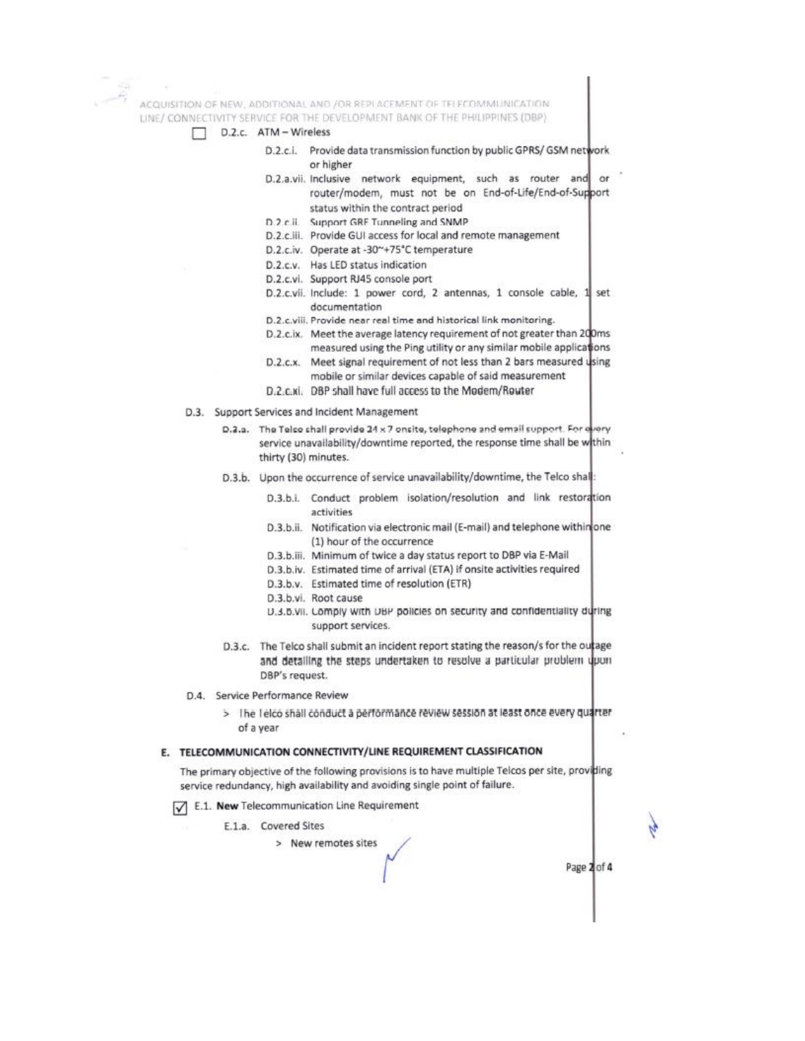☐ D.2.c. ATM – Wireless

- D.2.c.i. Provide data transmission function by public GPRS/ GSM network or higher
- D.2.a.vii. Inclusive network equipment, such as router and or router/modem, must not be on End-of-Life/End-of-Support status within the contract period
- D.2.c.ii. Support GRE Tunneling and SNMP
- D.2.c.iii. Provide GUI access for local and remote management
- D.2.c.iv. Operate at -30~+75°C temperature
- D.2.c.v. Has LED status indication
- D.2.c.vi. Support RJ45 console port
- D.2.c.vii. Include: 1 power cord, 2 antennas, 1 console cable, 1 set documentation
- D.2.c.viii. Provide near real time and historical link monitoring.
- D.2.c.ix. Meet the average latency requirement of not greater than 200ms measured using the Ping utility or any similar mobile applications
- D.2.c.x. Meet signal requirement of not less than 2 bars measured using mobile or similar devices capable of said measurement
- D.2.c.xi. DBP shall have full access to the Modem/Router

D.3. Support Services and Incident Management

- D.3.a. The Telco shall provide 24 x 7 onsite, telephone and email support. For every service unavailability/downtime reported, the response time shall be within thirty (30) minutes.
- D.3.b. Upon the occurrence of service unavailability/downtime, the Telco shall:
  - D.3.b.i. Conduct problem isolation/resolution and link restoration activities
  - D.3.b.ii. Notification via electronic mail (E-mail) and telephone within one (1) hour of the occurrence
  - D.3.b.iii. Minimum of twice a day status report to DBP via E-Mail
  - D.3.b.iv. Estimated time of arrival (ETA) if onsite activities required
  - D.3.b.v. Estimated time of resolution (ETR)
  - D.3.b.vi. Root cause
  - D.3.b.vii. Comply with DBP policies on security and confidentiality during support services.
- D.3.c. The Telco shall submit an incident report stating the reason/s for the outage and detailing the steps undertaken to resolve a particular problem upon DBP's request.

D.4. Service Performance Review

> The Telco shall conduct a performance review session at least once every quarter of a year

## E. TELECOMMUNICATION CONNECTIVITY/LINE REQUIREMENT CLASSIFICATION

The primary objective of the following provisions is to have multiple Telcos per site, providing service redundancy, high availability and avoiding single point of failure.

☑ E.1. **New** Telecommunication Line Requirement

- E.1.a. Covered Sites
  > New remotes sites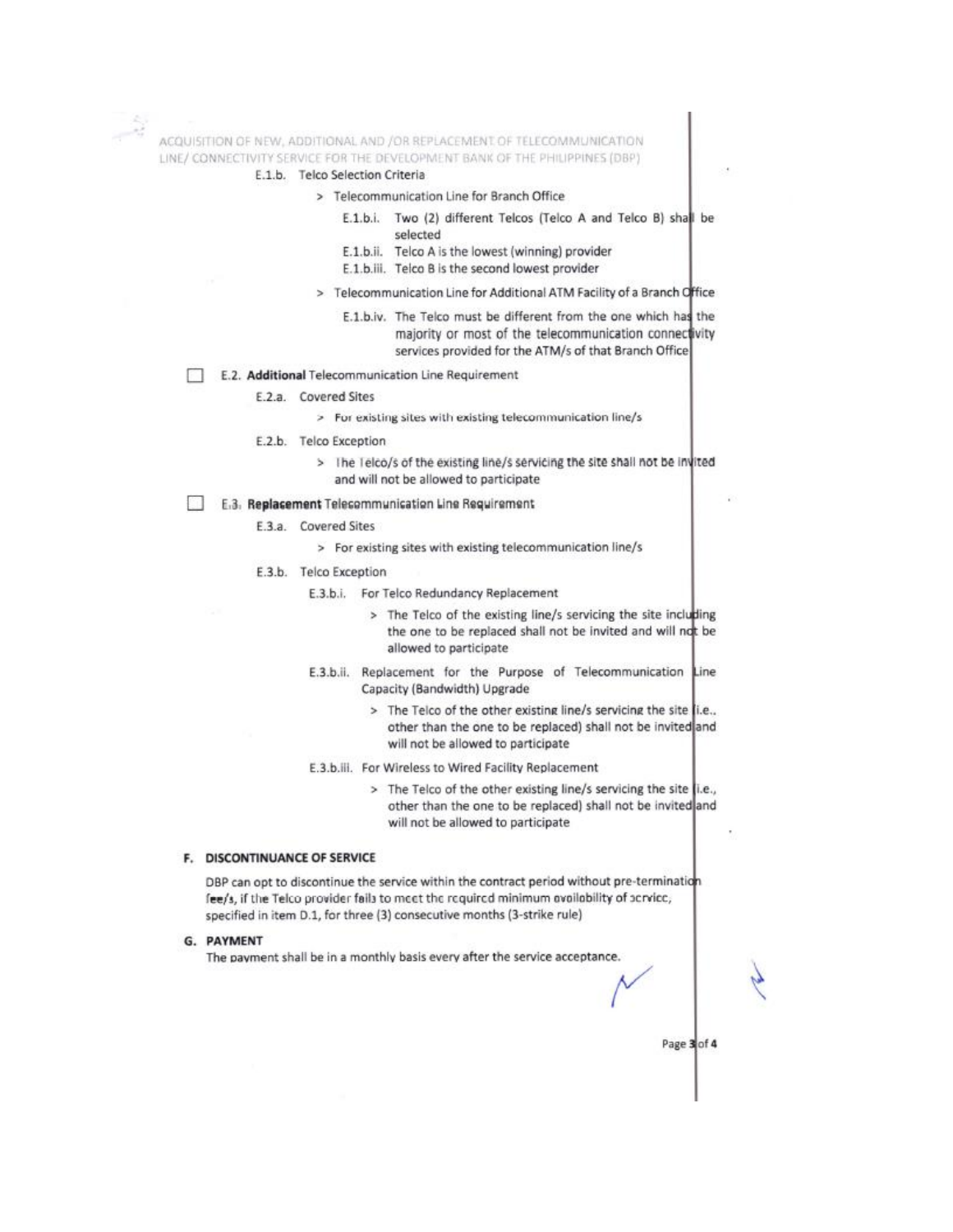E.1.b. Telco Selection Criteria

> Telecommunication Line for Branch Office

E.1.b.i. Two (2) different Telcos (Telco A and Telco B) shall be selected

E.1.b.ii. Telco A is the lowest (winning) provider

E.1.b.iii. Telco B is the second lowest provider

> Telecommunication Line for Additional ATM Facility of a Branch Office

E.1.b.iv. The Telco must be different from the one which has the majority or most of the telecommunication connectivity services provided for the ATM/s of that Branch Office

☐ E.2. **Additional** Telecommunication Line Requirement

E.2.a. Covered Sites

> For existing sites with existing telecommunication line/s

E.2.b. Telco Exception

> The Telco/s of the existing line/s servicing the site shall not be invited and will not be allowed to participate

☐ E.3. **Replacement** Telecommunication Line Requirement

E.3.a. Covered Sites

> For existing sites with existing telecommunication line/s

E.3.b. Telco Exception

E.3.b.i. For Telco Redundancy Replacement

> The Telco of the existing line/s servicing the site including the one to be replaced shall not be invited and will not be allowed to participate

E.3.b.ii. Replacement for the Purpose of Telecommunication Line Capacity (Bandwidth) Upgrade

> The Telco of the other existing line/s servicing the site (i.e., other than the one to be replaced) shall not be invited and will not be allowed to participate

E.3.b.iii. For Wireless to Wired Facility Replacement

> The Telco of the other existing line/s servicing the site (i.e., other than the one to be replaced) shall not be invited and will not be allowed to participate

## F. DISCONTINUANCE OF SERVICE

DBP can opt to discontinue the service within the contract period without pre-termination fee/s, if the Telco provider fails to meet the required minimum availability of service, specified in item D.1, for three (3) consecutive months (3-strike rule)

## G. PAYMENT

The payment shall be in a monthly basis every after the service acceptance.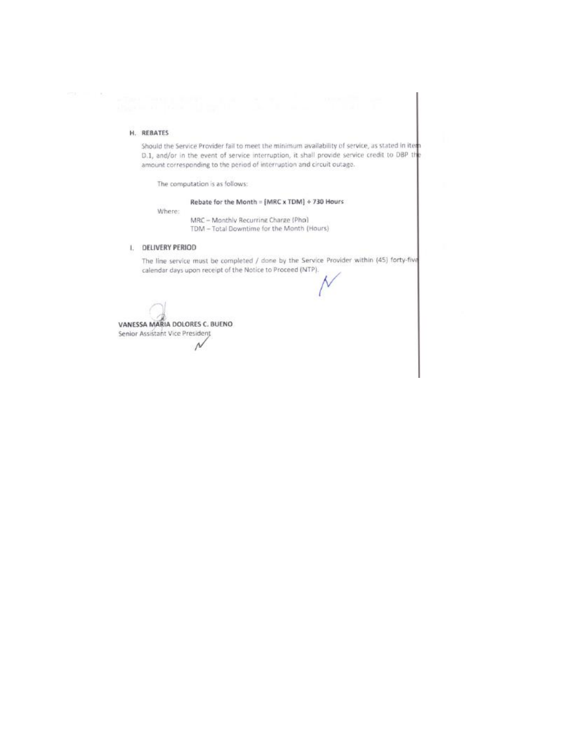### H. REBATES

Should the Service Provider fail to meet the minimum availability of service, as stated in item D.1, and/or in the event of service interruption, it shall provide service credit to DBP the amount corresponding to the period of interruption and circuit outage.

The computation is as follows:

**Rebate for the Month = [MRC x TDM] ÷ 730 Hours**

Where:

MRC – Monthly Recurring Charge (Php)
TDM – Total Downtime for the Month (Hours)

### I. DELIVERY PERIOD

The line service must be completed / done by the Service Provider within (45) forty-five calendar days upon receipt of the Notice to Proceed (NTP).

**VANESSA MARIA DOLORES C. BUENO**
Senior Assistant Vice President